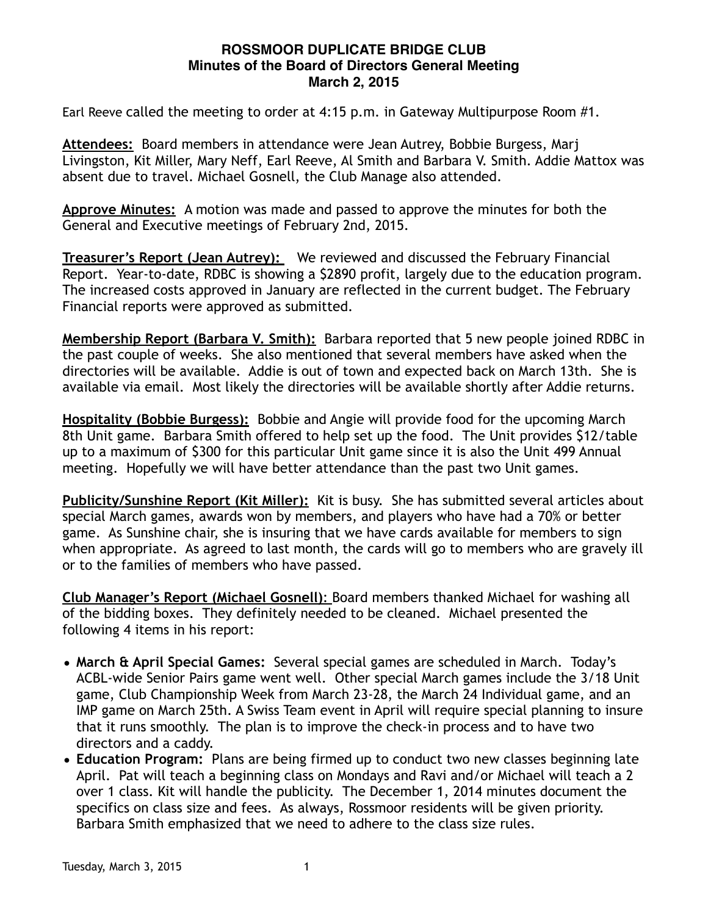# ROSSMOOR DUPLICATE BRIDGE CLUB
## Minutes of the Board of Directors General Meeting
## March 2, 2015

Earl Reeve called the meeting to order at 4:15 p.m. in Gateway Multipurpose Room #1.

**Attendees:** Board members in attendance were Jean Autrey, Bobbie Burgess, Marj Livingston, Kit Miller, Mary Neff, Earl Reeve, Al Smith and Barbara V. Smith. Addie Mattox was absent due to travel. Michael Gosnell, the Club Manage also attended.

**Approve Minutes:** A motion was made and passed to approve the minutes for both the General and Executive meetings of February 2nd, 2015.

**Treasurer's Report (Jean Autrey):** We reviewed and discussed the February Financial Report. Year-to-date, RDBC is showing a $2890 profit, largely due to the education program. The increased costs approved in January are reflected in the current budget. The February Financial reports were approved as submitted.

**Membership Report (Barbara V. Smith):** Barbara reported that 5 new people joined RDBC in the past couple of weeks. She also mentioned that several members have asked when the directories will be available. Addie is out of town and expected back on March 13th. She is available via email. Most likely the directories will be available shortly after Addie returns.

**Hospitality (Bobbie Burgess):** Bobbie and Angie will provide food for the upcoming March 8th Unit game. Barbara Smith offered to help set up the food. The Unit provides $12/table up to a maximum of $300 for this particular Unit game since it is also the Unit 499 Annual meeting. Hopefully we will have better attendance than the past two Unit games.

**Publicity/Sunshine Report (Kit Miller):** Kit is busy. She has submitted several articles about special March games, awards won by members, and players who have had a 70% or better game. As Sunshine chair, she is insuring that we have cards available for members to sign when appropriate. As agreed to last month, the cards will go to members who are gravely ill or to the families of members who have passed.

**Club Manager's Report (Michael Gosnell):** Board members thanked Michael for washing all of the bidding boxes. They definitely needed to be cleaned. Michael presented the following 4 items in his report:

- **March & April Special Games:** Several special games are scheduled in March. Today's ACBL-wide Senior Pairs game went well. Other special March games include the 3/18 Unit game, Club Championship Week from March 23-28, the March 24 Individual game, and an IMP game on March 25th. A Swiss Team event in April will require special planning to insure that it runs smoothly. The plan is to improve the check-in process and to have two directors and a caddy.
- **Education Program:** Plans are being firmed up to conduct two new classes beginning late April. Pat will teach a beginning class on Mondays and Ravi and/or Michael will teach a 2 over 1 class. Kit will handle the publicity. The December 1, 2014 minutes document the specifics on class size and fees. As always, Rossmoor residents will be given priority. Barbara Smith emphasized that we need to adhere to the class size rules.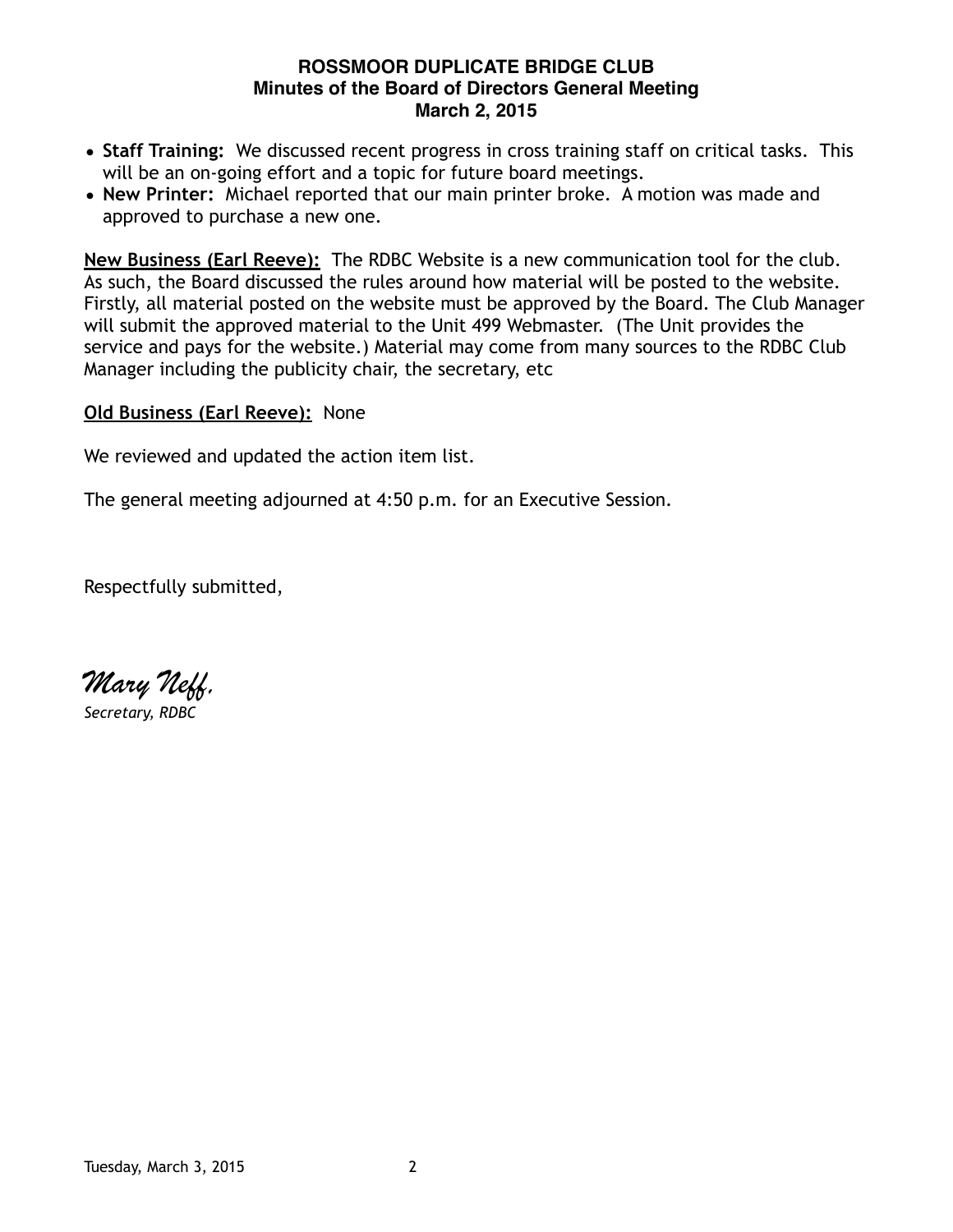- **Staff Training:** We discussed recent progress in cross training staff on critical tasks. This will be an on-going effort and a topic for future board meetings.
- **New Printer:** Michael reported that our main printer broke. A motion was made and approved to purchase a new one.

**New Business (Earl Reeve):** The RDBC Website is a new communication tool for the club. As such, the Board discussed the rules around how material will be posted to the website. Firstly, all material posted on the website must be approved by the Board. The Club Manager will submit the approved material to the Unit 499 Webmaster. (The Unit provides the service and pays for the website.) Material may come from many sources to the RDBC Club Manager including the publicity chair, the secretary, etc

**Old Business (Earl Reeve):** None

We reviewed and updated the action item list.

The general meeting adjourned at 4:50 p.m. for an Executive Session.

Respectfully submitted,

*Mary Neff,*
*Secretary, RDBC*